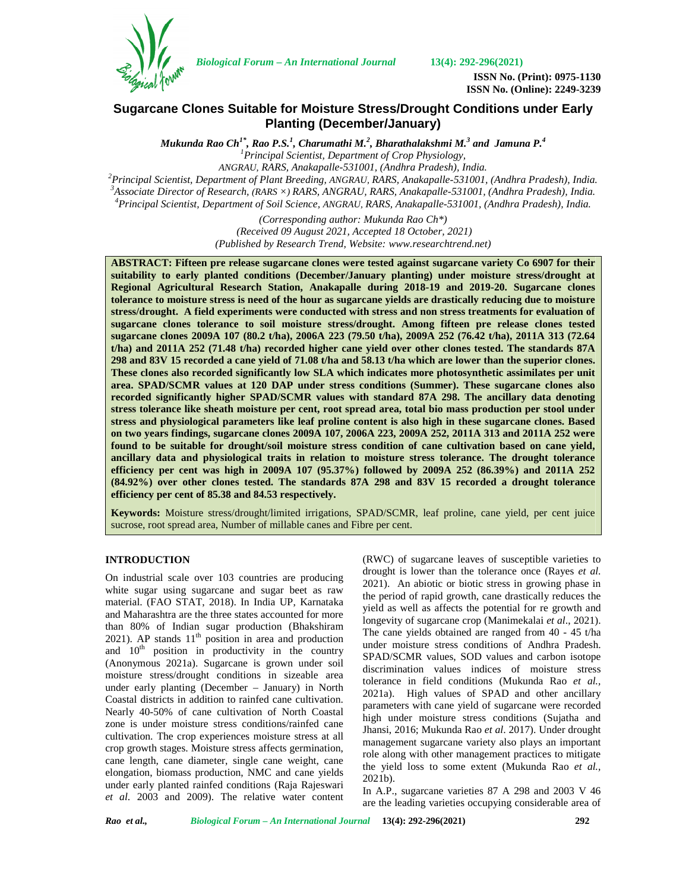ISSN No. (Print): 0975-1130
ISSN No. (Online): 2249-3239

# Sugarcane Clones Suitable for Moisture Stress/Drought Conditions under Early Planting (December/January)

*Mukunda Rao Ch[1*], Rao P.S.[1], Charumathi M.[2], Bharathalakshmi M.[3] and Jamuna P.[4]*

[1]Principal Scientist, Department of Crop Physiology, ANGRAU, RARS, Anakapalle-531001, (Andhra Pradesh), India.
[2]Principal Scientist, Department of Plant Breeding, ANGRAU, RARS, Anakapalle-531001, (Andhra Pradesh), India.
[3]Associate Director of Research, (RARS ×) RARS, ANGRAU, RARS, Anakapalle-531001, (Andhra Pradesh), India.
[4]Principal Scientist, Department of Soil Science, ANGRAU, RARS, Anakapalle-531001, (Andhra Pradesh), India.

*(Corresponding author: Mukunda Rao Ch\*)*
*(Received 09 August 2021, Accepted 18 October, 2021)*
*(Published by Research Trend, Website: www.researchtrend.net)*

**ABSTRACT: Fifteen pre release sugarcane clones were tested against sugarcane variety Co 6907 for their suitability to early planted conditions (December/January planting) under moisture stress/drought at Regional Agricultural Research Station, Anakapalle during 2018-19 and 2019-20. Sugarcane clones tolerance to moisture stress is need of the hour as sugarcane yields are drastically reducing due to moisture stress/drought. A field experiments were conducted with stress and non stress treatments for evaluation of sugarcane clones tolerance to soil moisture stress/drought. Among fifteen pre release clones tested sugarcane clones 2009A 107 (80.2 t/ha), 2006A 223 (79.50 t/ha), 2009A 252 (76.42 t/ha), 2011A 313 (72.64 t/ha) and 2011A 252 (71.48 t/ha) recorded higher cane yield over other clones tested. The standards 87A 298 and 83V 15 recorded a cane yield of 71.08 t/ha and 58.13 t/ha which are lower than the superior clones. These clones also recorded significantly low SLA which indicates more photosynthetic assimilates per unit area. SPAD/SCMR values at 120 DAP under stress conditions (Summer). These sugarcane clones also recorded significantly higher SPAD/SCMR values with standard 87A 298. The ancillary data denoting stress tolerance like sheath moisture per cent, root spread area, total bio mass production per stool under stress and physiological parameters like leaf proline content is also high in these sugarcane clones. Based on two years findings, sugarcane clones 2009A 107, 2006A 223, 2009A 252, 2011A 313 and 2011A 252 were found to be suitable for drought/soil moisture stress condition of cane cultivation based on cane yield, ancillary data and physiological traits in relation to moisture stress tolerance. The drought tolerance efficiency per cent was high in 2009A 107 (95.37%) followed by 2009A 252 (86.39%) and 2011A 252 (84.92%) over other clones tested. The standards 87A 298 and 83V 15 recorded a drought tolerance efficiency per cent of 85.38 and 84.53 respectively.**

**Keywords:** Moisture stress/drought/limited irrigations, SPAD/SCMR, leaf proline, cane yield, per cent juice sucrose, root spread area, Number of millable canes and Fibre per cent.

## INTRODUCTION

On industrial scale over 103 countries are producing white sugar using sugarcane and sugar beet as raw material. (FAO STAT, 2018). In India UP, Karnataka and Maharashtra are the three states accounted for more than 80% of Indian sugar production (Bhakshiram 2021). AP stands 11th position in area and production and 10th position in productivity in the country (Anonymous 2021a). Sugarcane is grown under soil moisture stress/drought conditions in sizeable area under early planting (December – January) in North Coastal districts in addition to rainfed cane cultivation. Nearly 40-50% of cane cultivation of North Coastal zone is under moisture stress conditions/rainfed cane cultivation. The crop experiences moisture stress at all crop growth stages. Moisture stress affects germination, cane length, cane diameter, single cane weight, cane elongation, biomass production, NMC and cane yields under early planted rainfed conditions (Raja Rajeswari *et al*. 2003 and 2009). The relative water content (RWC) of sugarcane leaves of susceptible varieties to drought is lower than the tolerance once (Rayes *et al*. 2021). An abiotic or biotic stress in growing phase in the period of rapid growth, cane drastically reduces the yield as well as affects the potential for re growth and longevity of sugarcane crop (Manimekalai *et al*., 2021). The cane yields obtained are ranged from 40 - 45 t/ha under moisture stress conditions of Andhra Pradesh. SPAD/SCMR values, SOD values and carbon isotope discrimination values indices of moisture stress tolerance in field conditions (Mukunda Rao *et al.*, 2021a). High values of SPAD and other ancillary parameters with cane yield of sugarcane were recorded high under moisture stress conditions (Sujatha and Jhansi, 2016; Mukunda Rao *et al*. 2017). Under drought management sugarcane variety also plays an important role along with other management practices to mitigate the yield loss to some extent (Mukunda Rao *et al.*, 2021b).

In A.P., sugarcane varieties 87 A 298 and 2003 V 46 are the leading varieties occupying considerable area of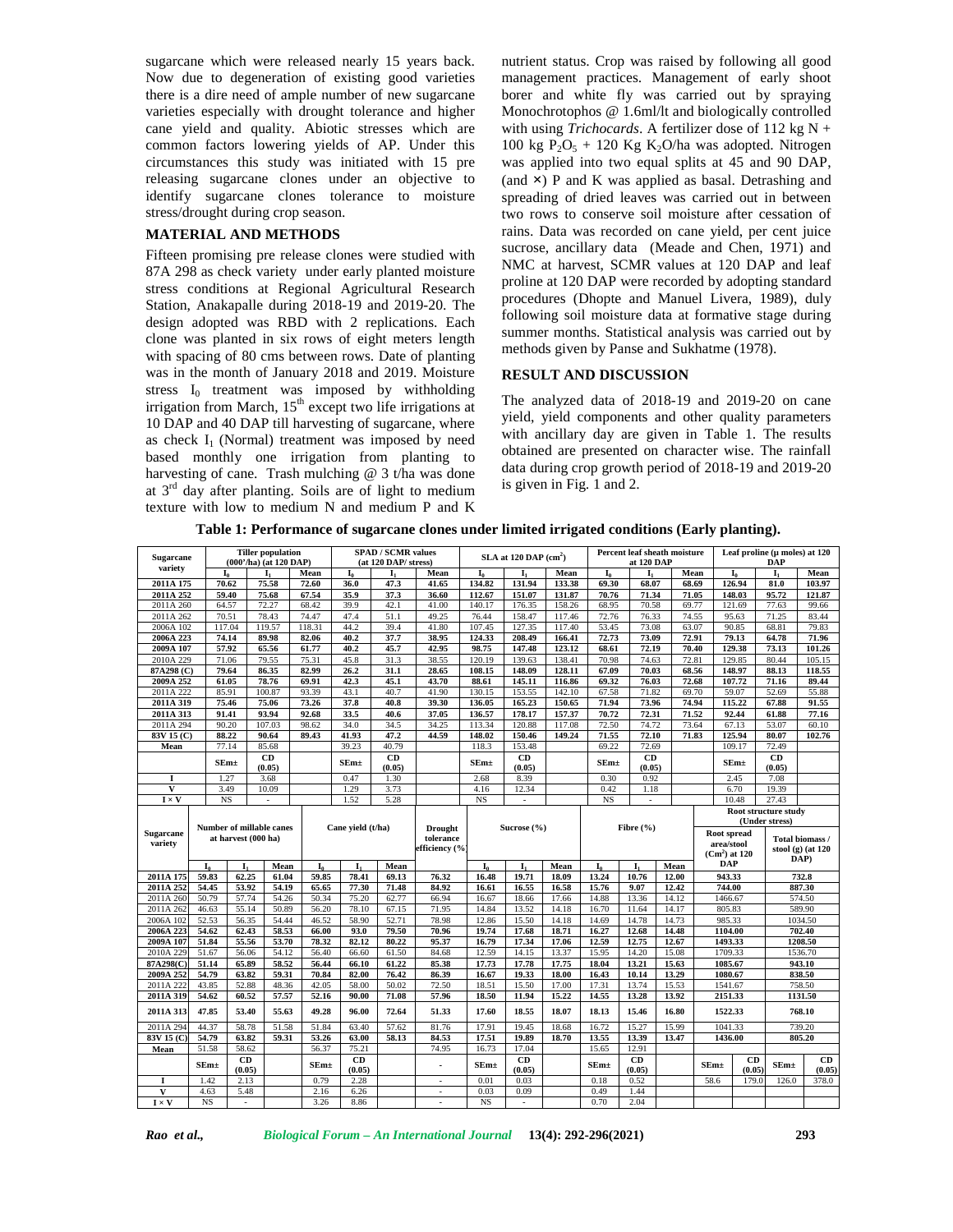sugarcane which were released nearly 15 years back. Now due to degeneration of existing good varieties there is a dire need of ample number of new sugarcane varieties especially with drought tolerance and higher cane yield and quality. Abiotic stresses which are common factors lowering yields of AP. Under this circumstances this study was initiated with 15 pre releasing sugarcane clones under an objective to identify sugarcane clones tolerance to moisture stress/drought during crop season.

## MATERIAL AND METHODS

Fifteen promising pre release clones were studied with 87A 298 as check variety under early planted moisture stress conditions at Regional Agricultural Research Station, Anakapalle during 2018-19 and 2019-20. The design adopted was RBD with 2 replications. Each clone was planted in six rows of eight meters length with spacing of 80 cms between rows. Date of planting was in the month of January 2018 and 2019. Moisture stress $I_0$ treatment was imposed by withholding irrigation from March, 15[th] except two life irrigations at 10 DAP and 40 DAP till harvesting of sugarcane, where as check $I_1$ (Normal) treatment was imposed by need based monthly one irrigation from planting to harvesting of cane. Trash mulching @ 3 t/ha was done at 3[rd] day after planting. Soils are of light to medium texture with low to medium N and medium P and K nutrient status. Crop was raised by following all good management practices. Management of early shoot borer and white fly was carried out by spraying Monochrotophos @ 1.6ml/lt and biologically controlled with using *Trichocards*. A fertilizer dose of 112 kg N + 100 kg $P_2O_5$ + 120 Kg $K_2O$/ha was adopted. Nitrogen was applied into two equal splits at 45 and 90 DAP, (and ×) P and K was applied as basal. Detrashing and spreading of dried leaves was carried out in between two rows to conserve soil moisture after cessation of rains. Data was recorded on cane yield, per cent juice sucrose, ancillary data (Meade and Chen, 1971) and NMC at harvest, SCMR values at 120 DAP and leaf proline at 120 DAP were recorded by adopting standard procedures (Dhopte and Manuel Livera, 1989), duly following soil moisture data at formative stage during summer months. Statistical analysis was carried out by methods given by Panse and Sukhatme (1978).

## RESULT AND DISCUSSION

The analyzed data of 2018-19 and 2019-20 on cane yield, yield components and other quality parameters with ancillary day are given in Table 1. The results obtained are presented on character wise. The rainfall data during crop growth period of 2018-19 and 2019-20 is given in Fig. 1 and 2.

**Table 1: Performance of sugarcane clones under limited irrigated conditions (Early planting).**

| Sugarcane variety | Tiller population (000'/ha) (at 120 DAP) | | | SPAD / SCMR values (at 120 DAP/ stress) | | | SLA at 120 DAP ($cm^2$) | | | Percent leaf sheath moisture at 120 DAP | | | Leaf proline (µ moles) at 120 DAP | | |
|---|---|---|---|---|---|---|---|---|---|---|---|---|---|---|---|
| | $I_0$ | $I_1$ | Mean | $I_0$ | $I_1$ | Mean | $I_0$ | $I_1$ | Mean | $I_0$ | $I_1$ | Mean | $I_0$ | $I_1$ | Mean |
| **2011A 175** | **70.62** | **75.58** | **72.60** | **36.0** | **47.3** | **41.65** | **134.82** | **131.94** | **133.38** | **69.30** | **68.07** | **68.69** | **126.94** | **81.0** | **103.97** |
| **2011A 252** | **59.40** | **75.68** | **67.54** | **35.9** | **37.3** | **36.60** | **112.67** | **151.07** | **131.87** | **70.76** | **71.34** | **71.05** | **148.03** | **95.72** | **121.87** |
| 2011A 260 | 64.57 | 72.27 | 68.42 | 39.9 | 42.1 | 41.00 | 140.17 | 176.35 | 158.26 | 68.95 | 70.58 | 69.77 | 121.69 | 77.63 | 99.66 |
| 2011A 262 | 70.51 | 78.43 | 74.47 | 47.4 | 51.1 | 49.25 | 76.44 | 158.47 | 117.46 | 72.76 | 76.33 | 74.55 | 95.63 | 71.25 | 83.44 |
| 2006A 102 | 117.04 | 119.57 | 118.31 | 44.2 | 39.4 | 41.80 | 107.45 | 127.35 | 117.40 | 53.45 | 73.08 | 63.07 | 90.85 | 68.81 | 79.83 |
| **2006A 223** | **74.14** | **89.98** | **82.06** | **40.2** | **37.7** | **38.95** | **124.33** | **208.49** | **166.41** | **72.73** | **73.09** | **72.91** | **79.13** | **64.78** | **71.96** |
| **2009A 107** | **57.92** | **65.56** | **61.77** | **40.2** | **45.7** | **42.95** | **98.75** | **147.48** | **123.12** | **68.61** | **72.19** | **70.40** | **129.38** | **73.13** | **101.26** |
| 2010A 229 | 71.06 | 79.55 | 75.31 | 45.8 | 31.3 | 38.55 | 120.19 | 139.63 | 138.41 | 70.98 | 74.63 | 72.81 | 129.85 | 80.44 | 105.15 |
| **87A298 (C)** | **79.64** | **86.35** | **82.99** | **26.2** | **31.1** | **28.65** | **108.15** | **148.09** | **128.11** | **67.09** | **70.03** | **68.56** | **148.97** | **88.13** | **118.55** |
| **2009A 252** | **61.05** | **78.76** | **69.91** | **42.3** | **45.1** | **43.70** | **88.61** | **145.11** | **116.86** | **69.32** | **76.03** | **72.68** | **107.72** | **71.16** | **89.44** |
| 2011A 222 | 85.91 | 100.87 | 93.39 | 43.1 | 40.7 | 41.90 | 130.15 | 153.55 | 142.10 | 67.58 | 71.82 | 69.70 | 59.07 | 52.69 | 55.88 |
| **2011A 319** | **75.46** | **75.06** | **73.26** | **37.8** | **40.8** | **39.30** | **136.05** | **165.23** | **150.65** | **71.94** | **73.96** | **74.94** | **115.22** | **67.88** | **91.55** |
| **2011A 313** | **91.41** | **93.94** | **92.68** | **33.5** | **40.6** | **37.05** | **136.57** | **178.17** | **157.37** | **70.72** | **72.31** | **71.52** | **92.44** | **61.88** | **77.16** |
| 2011A 294 | 90.20 | 107.03 | 98.62 | 34.0 | 34.5 | 34.25 | 113.34 | 120.88 | 117.08 | 72.50 | 74.72 | 73.64 | 67.13 | 53.07 | 60.10 |
| **83V 15 (C)** | **88.22** | **90.64** | **89.43** | **41.93** | **47.2** | **44.59** | **148.02** | **150.46** | **149.24** | **71.55** | **72.10** | **71.83** | **125.94** | **80.07** | **102.76** |
| Mean | 77.14 | 85.68 | | 39.23 | 40.79 | | 118.3 | 153.48 | | 69.22 | 72.69 | | 109.17 | 72.49 | |
| | SEm± | CD (0.05) | | SEm± | CD (0.05) | | SEm± | CD (0.05) | | SEm± | CD (0.05) | | SEm± | CD (0.05) | |
| I | 1.27 | 3.68 | | 0.47 | 1.30 | | 2.68 | 8.39 | | 0.30 | 0.92 | | 2.45 | 7.08 | |
| V | 3.49 | 10.09 | | 1.29 | 3.73 | | 4.16 | 12.34 | | 0.42 | 1.18 | | 6.70 | 19.39 | |
| I × V | NS | - | | 1.52 | 5.28 | | NS | - | | NS | - | | 10.48 | 27.43 | |

| Sugarcane variety | Number of millable canes at harvest (000 ha) | | | Cane yield (t/ha) | | | Drought tolerance efficiency (%) | Sucrose (%) | | | Fibre (%) | | | Root structure study (Under stress): Root spread area/stool ($Cm^2$) at 120 DAP | | Root structure study (Under stress): Total biomass / stool (g) (at 120 DAP) | |
|---|---|---|---|---|---|---|---|---|---|---|---|---|---|---|---|---|---|
| | $I_0$ | $I_1$ | Mean | $I_0$ | $I_1$ | Mean | | $I_0$ | $I_1$ | Mean | $I_0$ | $I_1$ | Mean | | | | |
| **2011A 175** | **59.83** | **62.25** | **61.04** | **59.85** | **78.41** | **69.13** | **76.32** | **16.48** | **19.71** | **18.09** | **13.24** | **10.76** | **12.00** | **943.33** | | **732.8** | |
| **2011A 252** | **54.45** | **53.92** | **54.19** | **65.65** | **77.30** | **71.48** | **84.92** | **16.61** | **16.55** | **16.58** | **15.76** | **9.07** | **12.42** | **744.00** | | **887.30** | |
| 2011A 260 | 50.79 | 57.74 | 54.26 | 50.34 | 75.20 | 62.77 | 66.94 | 16.67 | 18.66 | 17.66 | 14.88 | 13.36 | 14.12 | 1466.67 | | 574.50 | |
| 2011A 262 | 46.63 | 55.14 | 50.89 | 56.20 | 78.10 | 67.15 | 71.95 | 14.84 | 13.52 | 14.18 | 16.70 | 11.64 | 14.17 | 805.83 | | 589.90 | |
| 2006A 102 | 52.53 | 56.35 | 54.44 | 46.52 | 58.90 | 52.71 | 78.98 | 12.86 | 15.50 | 14.18 | 14.69 | 14.78 | 14.73 | 985.33 | | 1034.50 | |
| **2006A 223** | **54.62** | **62.43** | **58.53** | **66.00** | **93.0** | **79.50** | **70.96** | **19.74** | **17.68** | **18.71** | **16.27** | **12.68** | **14.48** | **1104.00** | | **702.40** | |
| **2009A 107** | **51.84** | **55.56** | **53.70** | **78.32** | **82.12** | **80.22** | **95.37** | **16.79** | **17.34** | **17.06** | **12.59** | **12.75** | **12.67** | **1493.33** | | **1208.50** | |
| 2010A 229 | 51.67 | 56.06 | 54.12 | 56.40 | 66.60 | 61.50 | 84.68 | 12.59 | 14.15 | 13.37 | 15.95 | 14.20 | 15.08 | 1709.33 | | 1536.70 | |
| **87A298(C)** | **51.14** | **65.89** | **58.52** | **56.44** | **66.10** | **61.22** | **85.38** | **17.73** | **17.78** | **17.75** | **18.04** | **13.21** | **15.63** | **1085.67** | | **943.10** | |
| **2009A 252** | **54.79** | **63.82** | **59.31** | **70.84** | **82.00** | **76.42** | **86.39** | **16.67** | **19.33** | **18.00** | **16.43** | **10.14** | **13.29** | **1080.67** | | **838.50** | |
| 2011A 222 | 43.85 | 52.88 | 48.36 | 42.05 | 58.00 | 50.02 | 72.50 | 18.51 | 15.50 | 17.00 | 17.31 | 13.74 | 15.53 | 1541.67 | | 758.50 | |
| **2011A 319** | **54.62** | **60.52** | **57.57** | **52.16** | **90.00** | **71.08** | **57.96** | **18.50** | **11.94** | **15.22** | **14.55** | **13.28** | **13.92** | **2151.33** | | **1131.50** | |
| **2011A 313** | **47.85** | **53.40** | **55.63** | **49.28** | **96.00** | **72.64** | **51.33** | **17.60** | **18.55** | **18.07** | **18.13** | **15.46** | **16.80** | **1522.33** | | **768.10** | |
| 2011A 294 | 44.37 | 58.78 | 51.58 | 51.84 | 63.40 | 57.62 | 81.76 | 17.91 | 19.45 | 18.68 | 16.72 | 15.27 | 15.99 | 1041.33 | | 739.20 | |
| **83V 15 (C)** | **54.79** | **63.82** | **59.31** | **53.26** | **63.00** | **58.13** | **84.53** | **17.51** | **19.89** | **18.70** | **13.55** | **13.39** | **13.47** | **1436.00** | | **805.20** | |
| Mean | 51.58 | 58.62 | | 56.37 | 75.21 | | 74.95 | 16.73 | 17.04 | | 15.65 | 12.91 | | | | | |
| | SEm± | CD (0.05) | | SEm± | CD (0.05) | | - | SEm± | CD (0.05) | | SEm± | CD (0.05) | | SEm± | CD (0.05) | SEm± | CD (0.05) |
| I | 1.42 | 2.13 | | 0.79 | 2.28 | | - | 0.01 | 0.03 | | 0.18 | 0.52 | | 58.6 | 179.0 | 126.0 | 378.0 |
| V | 4.63 | 5.48 | | 2.16 | 6.26 | | - | 0.03 | 0.09 | | 0.49 | 1.44 | | | | | |
| I × V | NS | - | | 3.26 | 8.86 | | - | NS | - | | 0.70 | 2.04 | | | | | |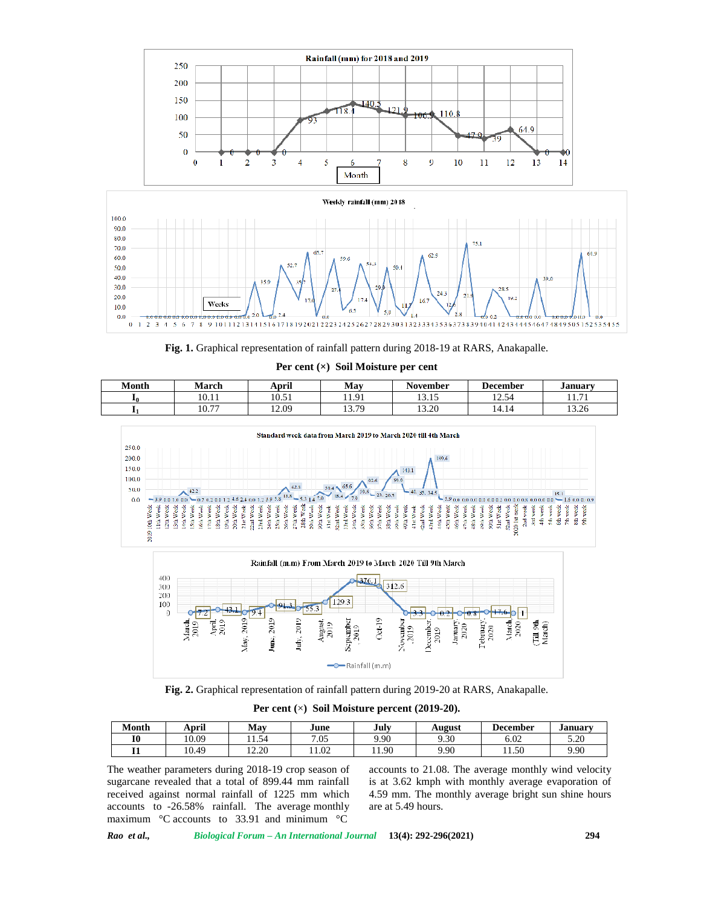**Fig. 1.** Graphical representation of rainfall pattern during 2018-19 at RARS, Anakapalle.

**Per cent (×) Soil Moisture per cent**

| Month | March | April | May | November | December | January |
|---|---|---|---|---|---|---|
| $I_0$ | 10.11 | 10.51 | 11.91 | 13.15 | 12.54 | 11.71 |
| $I_1$ | 10.77 | 12.09 | 13.79 | 13.20 | 14.14 | 13.26 |

**Fig. 2.** Graphical representation of rainfall pattern during 2019-20 at RARS, Anakapalle.

**Per cent (×) Soil Moisture percent (2019-20).**

| Month | April | May | June | July | August | December | January |
|---|---|---|---|---|---|---|---|
| I0 | 10.09 | 11.54 | 7.05 | 9.90 | 9.30 | 6.02 | 5.20 |
| I1 | 10.49 | 12.20 | 11.02 | 11.90 | 9.90 | 11.50 | 9.90 |

The weather parameters during 2018-19 crop season of sugarcane revealed that a total of 899.44 mm rainfall received against normal rainfall of 1225 mm which accounts to -26.58% rainfall. The average monthly maximum °C accounts to 33.91 and minimum °C accounts to 21.08. The average monthly wind velocity is at 3.62 kmph with monthly average evaporation of 4.59 mm. The monthly average bright sun shine hours are at 5.49 hours.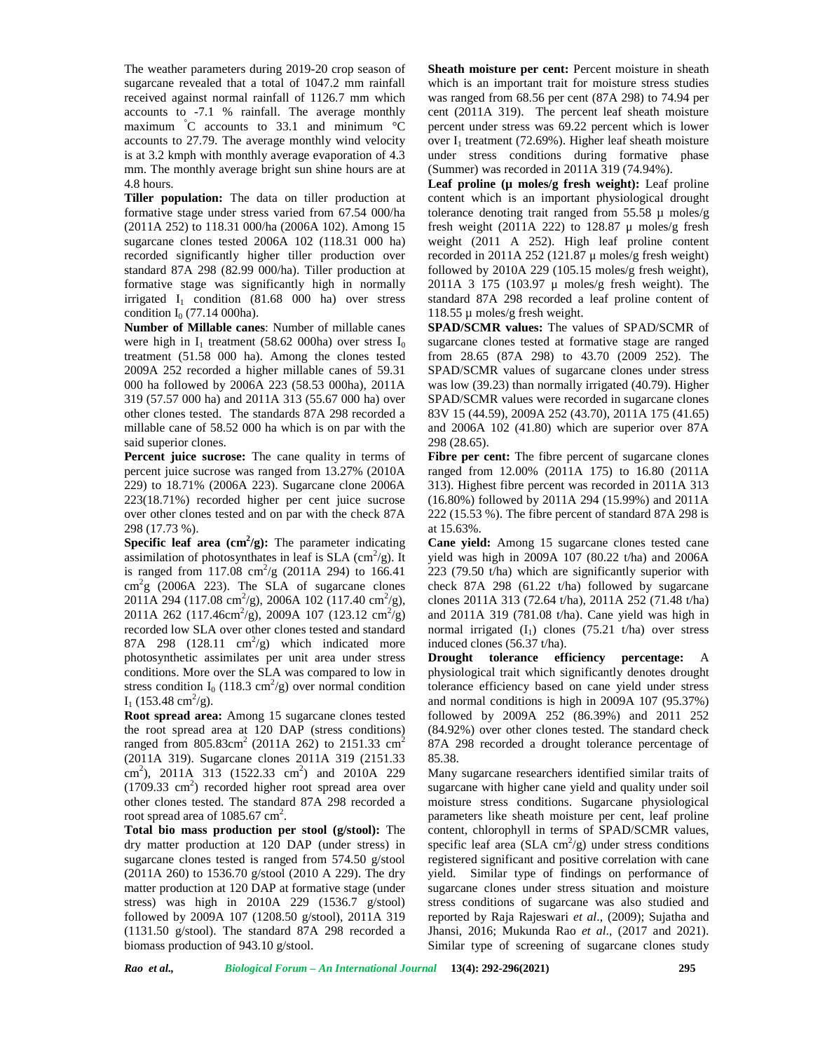The weather parameters during 2019-20 crop season of sugarcane revealed that a total of 1047.2 mm rainfall received against normal rainfall of 1126.7 mm which accounts to -7.1 % rainfall. The average monthly maximum °C accounts to 33.1 and minimum °C accounts to 27.79. The average monthly wind velocity is at 3.2 kmph with monthly average evaporation of 4.3 mm. The monthly average bright sun shine hours are at 4.8 hours.

**Tiller population:** The data on tiller production at formative stage under stress varied from 67.54 000/ha (2011A 252) to 118.31 000/ha (2006A 102). Among 15 sugarcane clones tested 2006A 102 (118.31 000 ha) recorded significantly higher tiller production over standard 87A 298 (82.99 000/ha). Tiller production at formative stage was significantly high in normally irrigated $I_1$ condition (81.68 000 ha) over stress condition $I_0$ (77.14 000ha).

**Number of Millable canes**: Number of millable canes were high in $I_1$ treatment (58.62 000ha) over stress $I_0$ treatment (51.58 000 ha). Among the clones tested 2009A 252 recorded a higher millable canes of 59.31 000 ha followed by 2006A 223 (58.53 000ha), 2011A 319 (57.57 000 ha) and 2011A 313 (55.67 000 ha) over other clones tested. The standards 87A 298 recorded a millable cane of 58.52 000 ha which is on par with the said superior clones.

**Percent juice sucrose:** The cane quality in terms of percent juice sucrose was ranged from 13.27% (2010A 229) to 18.71% (2006A 223). Sugarcane clone 2006A 223(18.71%) recorded higher per cent juice sucrose over other clones tested and on par with the check 87A 298 (17.73 %).

**Specific leaf area ($cm^2$/g):** The parameter indicating assimilation of photosynthates in leaf is SLA ($cm^2$/g). It is ranged from 117.08 $cm^2$/g (2011A 294) to 166.41 $cm^2$g (2006A 223). The SLA of sugarcane clones 2011A 294 (117.08 $cm^2$/g), 2006A 102 (117.40 $cm^2$/g), 2011A 262 (117.46$cm^2$/g), 2009A 107 (123.12 $cm^2$/g) recorded low SLA over other clones tested and standard 87A 298 (128.11 $cm^2$/g) which indicated more photosynthetic assimilates per unit area under stress conditions. More over the SLA was compared to low in stress condition $I_0$ (118.3 $cm^2$/g) over normal condition $I_1$ (153.48 $cm^2$/g).

**Root spread area:** Among 15 sugarcane clones tested the root spread area at 120 DAP (stress conditions) ranged from 805.83$cm^2$ (2011A 262) to 2151.33 $cm^2$ (2011A 319). Sugarcane clones 2011A 319 (2151.33 $cm^2$), 2011A 313 (1522.33 $cm^2$) and 2010A 229 (1709.33 $cm^2$) recorded higher root spread area over other clones tested. The standard 87A 298 recorded a root spread area of 1085.67 $cm^2$.

**Total bio mass production per stool (g/stool):** The dry matter production at 120 DAP (under stress) in sugarcane clones tested is ranged from 574.50 g/stool (2011A 260) to 1536.70 g/stool (2010 A 229). The dry matter production at 120 DAP at formative stage (under stress) was high in 2010A 229 (1536.7 g/stool) followed by 2009A 107 (1208.50 g/stool), 2011A 319 (1131.50 g/stool). The standard 87A 298 recorded a biomass production of 943.10 g/stool.

**Sheath moisture per cent:** Percent moisture in sheath which is an important trait for moisture stress studies was ranged from 68.56 per cent (87A 298) to 74.94 per cent (2011A 319). The percent leaf sheath moisture percent under stress was 69.22 percent which is lower over $I_1$ treatment (72.69%). Higher leaf sheath moisture under stress conditions during formative phase (Summer) was recorded in 2011A 319 (74.94%).

**Leaf proline (µ moles/g fresh weight):** Leaf proline content which is an important physiological drought tolerance denoting trait ranged from 55.58 µ moles/g fresh weight (2011A 222) to 128.87 µ moles/g fresh weight (2011 A 252). High leaf proline content recorded in 2011A 252 (121.87 µ moles/g fresh weight) followed by 2010A 229 (105.15 moles/g fresh weight), 2011A 3 175 (103.97 µ moles/g fresh weight). The standard 87A 298 recorded a leaf proline content of 118.55 µ moles/g fresh weight.

**SPAD/SCMR values:** The values of SPAD/SCMR of sugarcane clones tested at formative stage are ranged from 28.65 (87A 298) to 43.70 (2009 252). The SPAD/SCMR values of sugarcane clones under stress was low (39.23) than normally irrigated (40.79). Higher SPAD/SCMR values were recorded in sugarcane clones 83V 15 (44.59), 2009A 252 (43.70), 2011A 175 (41.65) and 2006A 102 (41.80) which are superior over 87A 298 (28.65).

**Fibre per cent:** The fibre percent of sugarcane clones ranged from 12.00% (2011A 175) to 16.80 (2011A 313). Highest fibre percent was recorded in 2011A 313 (16.80%) followed by 2011A 294 (15.99%) and 2011A 222 (15.53 %). The fibre percent of standard 87A 298 is at 15.63%.

**Cane yield:** Among 15 sugarcane clones tested cane yield was high in 2009A 107 (80.22 t/ha) and 2006A 223 (79.50 t/ha) which are significantly superior with check 87A 298 (61.22 t/ha) followed by sugarcane clones 2011A 313 (72.64 t/ha), 2011A 252 (71.48 t/ha) and 2011A 319 (781.08 t/ha). Cane yield was high in normal irrigated ($I_1$) clones (75.21 t/ha) over stress induced clones (56.37 t/ha).

**Drought tolerance efficiency percentage:** A physiological trait which significantly denotes drought tolerance efficiency based on cane yield under stress and normal conditions is high in 2009A 107 (95.37%) followed by 2009A 252 (86.39%) and 2011 252 (84.92%) over other clones tested. The standard check 87A 298 recorded a drought tolerance percentage of 85.38.

Many sugarcane researchers identified similar traits of sugarcane with higher cane yield and quality under soil moisture stress conditions. Sugarcane physiological parameters like sheath moisture per cent, leaf proline content, chlorophyll in terms of SPAD/SCMR values, specific leaf area (SLA $cm^2$/g) under stress conditions registered significant and positive correlation with cane yield. Similar type of findings on performance of sugarcane clones under stress situation and moisture stress conditions of sugarcane was also studied and reported by Raja Rajeswari *et al*., (2009); Sujatha and Jhansi, 2016; Mukunda Rao *et al*., (2017 and 2021). Similar type of screening of sugarcane clones study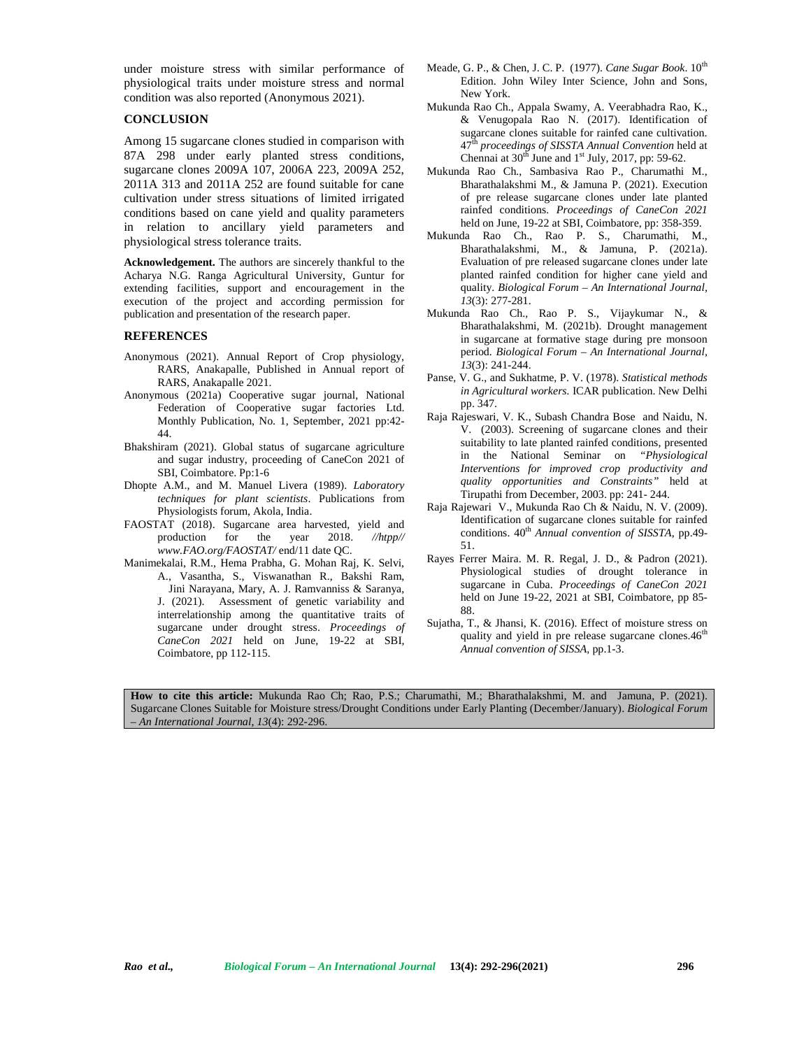under moisture stress with similar performance of physiological traits under moisture stress and normal condition was also reported (Anonymous 2021).

## CONCLUSION

Among 15 sugarcane clones studied in comparison with 87A 298 under early planted stress conditions, sugarcane clones 2009A 107, 2006A 223, 2009A 252, 2011A 313 and 2011A 252 are found suitable for cane cultivation under stress situations of limited irrigated conditions based on cane yield and quality parameters in relation to ancillary yield parameters and physiological stress tolerance traits.

**Acknowledgement.** The authors are sincerely thankful to the Acharya N.G. Ranga Agricultural University, Guntur for extending facilities, support and encouragement in the execution of the project and according permission for publication and presentation of the research paper.

## REFERENCES

Anonymous (2021). Annual Report of Crop physiology, RARS, Anakapalle, Published in Annual report of RARS, Anakapalle 2021.

Anonymous (2021a) Cooperative sugar journal, National Federation of Cooperative sugar factories Ltd. Monthly Publication, No. 1, September, 2021 pp:42-44.

Bhakshiram (2021). Global status of sugarcane agriculture and sugar industry, proceeding of CaneCon 2021 of SBI, Coimbatore. Pp:1-6

Dhopte A.M., and M. Manuel Livera (1989). *Laboratory techniques for plant scientists*. Publications from Physiologists forum, Akola, India.

FAOSTAT (2018). Sugarcane area harvested, yield and production for the year 2018. *//htpp// www.FAO.org/FAOSTAT/* end/11 date QC.

Manimekalai, R.M., Hema Prabha, G. Mohan Raj, K. Selvi, A., Vasantha, S., Viswanathan R., Bakshi Ram, Jini Narayana, Mary, A. J. Ramvanniss & Saranya, J. (2021). Assessment of genetic variability and interrelationship among the quantitative traits of sugarcane under drought stress. *Proceedings of CaneCon 2021* held on June, 19-22 at SBI, Coimbatore, pp 112-115.

Meade, G. P., & Chen, J. C. P. (1977). *Cane Sugar Book*. 10th Edition. John Wiley Inter Science, John and Sons, New York.

Mukunda Rao Ch., Appala Swamy, A. Veerabhadra Rao, K., & Venugopala Rao N. (2017). Identification of sugarcane clones suitable for rainfed cane cultivation. 47th *proceedings of SISSTA Annual Convention* held at Chennai at 30th June and 1st July, 2017, pp: 59-62.

Mukunda Rao Ch., Sambasiva Rao P., Charumathi M., Bharathalakshmi M., & Jamuna P. (2021). Execution of pre release sugarcane clones under late planted rainfed conditions. *Proceedings of CaneCon 2021* held on June, 19-22 at SBI, Coimbatore, pp: 358-359.

Mukunda Rao Ch., Rao P. S., Charumathi, M., Bharathalakshmi, M., & Jamuna, P. (2021a). Evaluation of pre released sugarcane clones under late planted rainfed condition for higher cane yield and quality. *Biological Forum – An International Journal*, *13*(3): 277-281.

Mukunda Rao Ch., Rao P. S., Vijaykumar N., & Bharathalakshmi, M. (2021b). Drought management in sugarcane at formative stage during pre monsoon period. *Biological Forum – An International Journal*, *13*(3): 241-244.

Panse, V. G., and Sukhatme, P. V. (1978). *Statistical methods in Agricultural workers*. ICAR publication. New Delhi pp. 347.

Raja Rajeswari, V. K., Subash Chandra Bose and Naidu, N. V. (2003). Screening of sugarcane clones and their suitability to late planted rainfed conditions, presented in the National Seminar on *"Physiological Interventions for improved crop productivity and quality opportunities and Constraints"* held at Tirupathi from December, 2003. pp: 241- 244.

Raja Rajewari V., Mukunda Rao Ch & Naidu, N. V. (2009). Identification of sugarcane clones suitable for rainfed conditions. 40th *Annual convention of SISSTA*, pp.49-51.

Rayes Ferrer Maira. M. R. Regal, J. D., & Padron (2021). Physiological studies of drought tolerance in sugarcane in Cuba. *Proceedings of CaneCon 2021* held on June 19-22, 2021 at SBI, Coimbatore, pp 85-88.

Sujatha, T., & Jhansi, K. (2016). Effect of moisture stress on quality and yield in pre release sugarcane clones. 46th *Annual convention of SISSA*, pp.1-3.

**How to cite this article:** Mukunda Rao Ch; Rao, P.S.; Charumathi, M.; Bharathalakshmi, M. and Jamuna, P. (2021). Sugarcane Clones Suitable for Moisture stress/Drought Conditions under Early Planting (December/January). *Biological Forum – An International Journal*, *13*(4): 292-296.